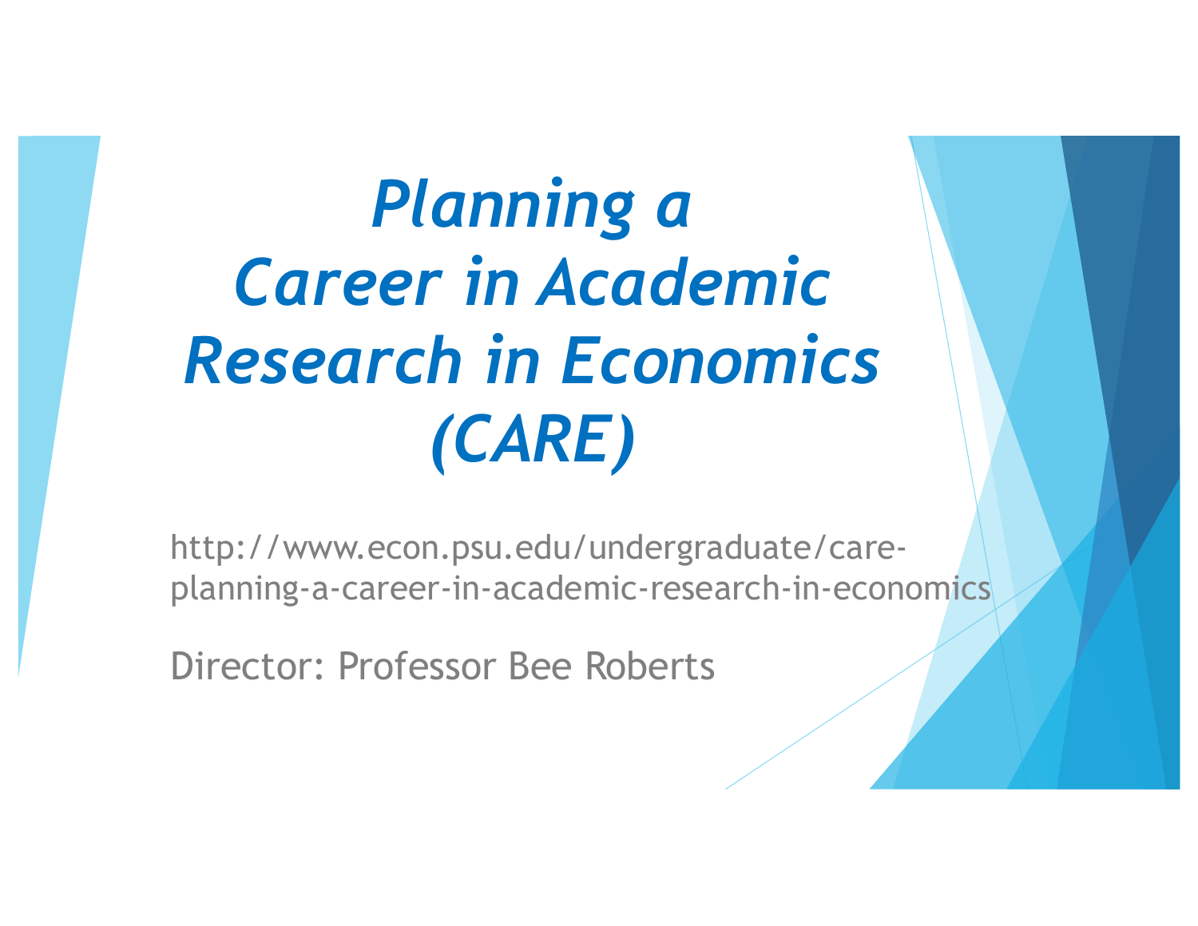# *Planning a Career in Academic Research in Economics (CARE)*

http://www.econ.psu.edu/undergraduate/care-planning-a-career-in-academic-research-in-economics

Director: Professor Bee Roberts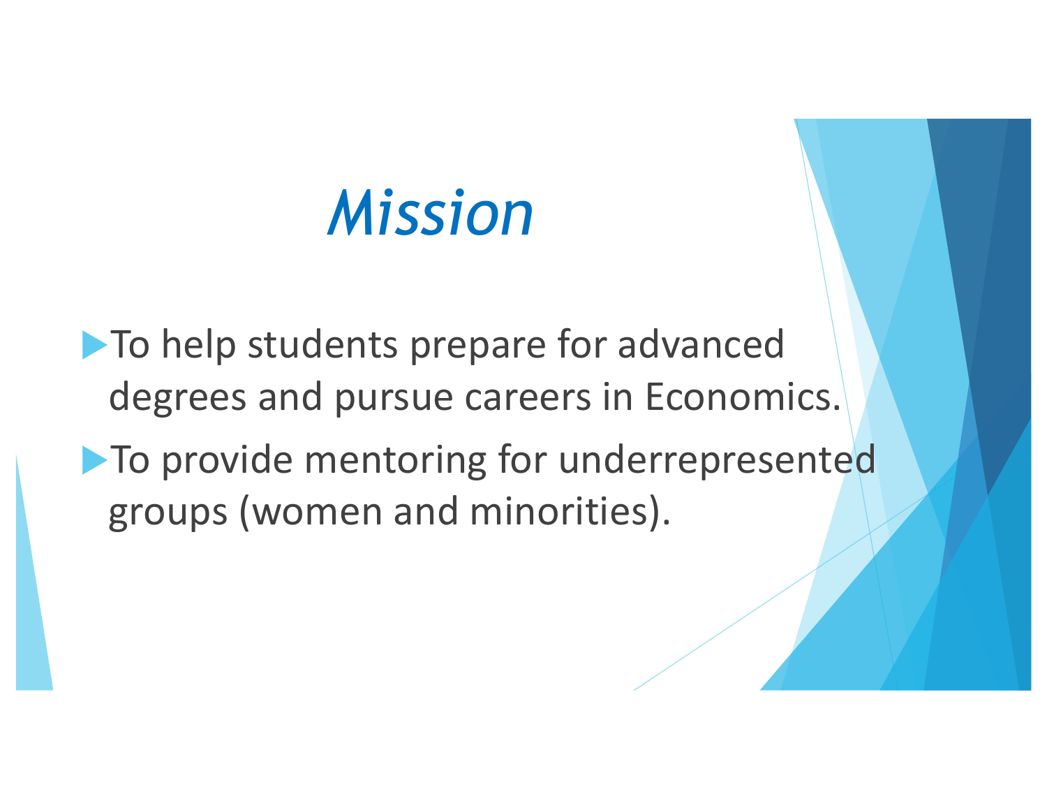# *Mission*

- To help students prepare for advanced degrees and pursue careers in Economics.
- To provide mentoring for underrepresented groups (women and minorities).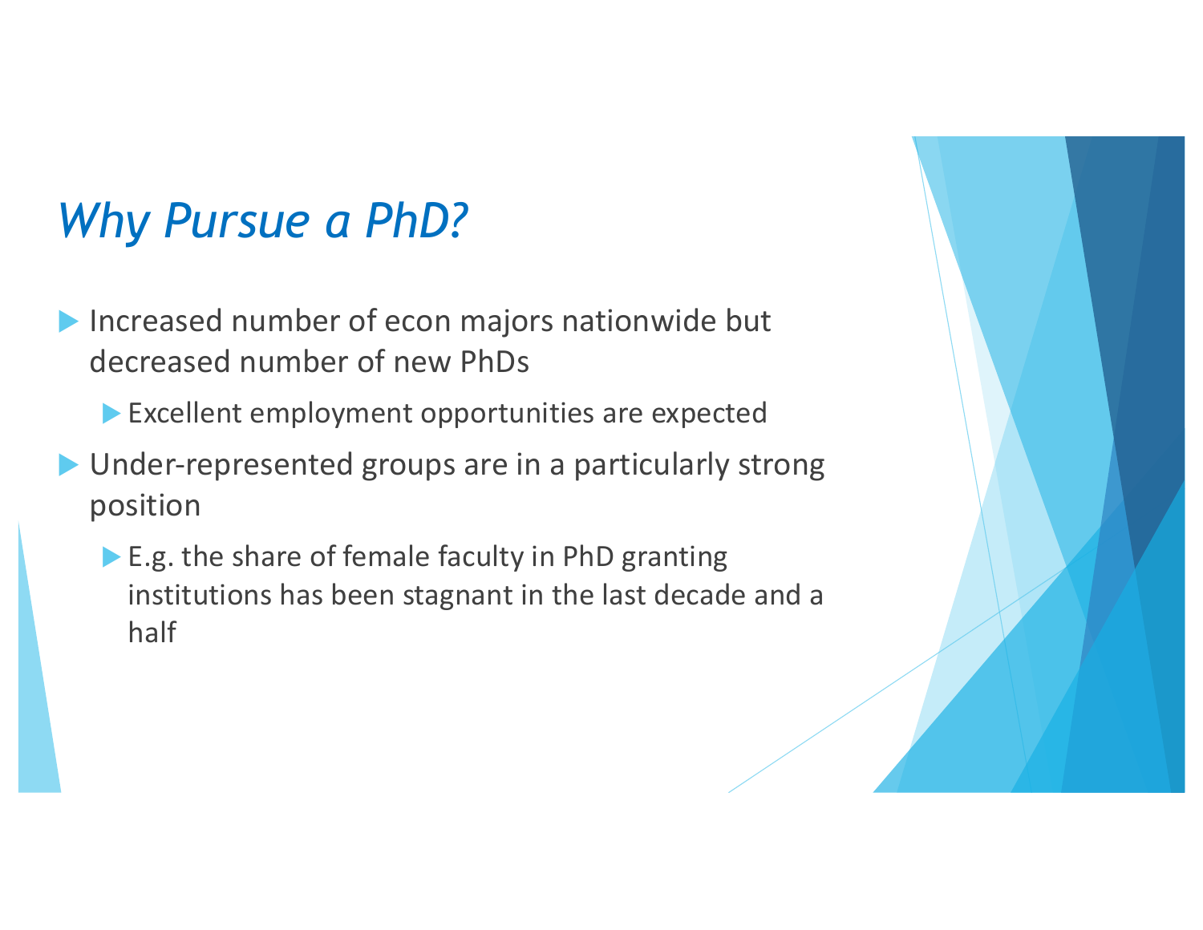# *Why Pursue a PhD?*

- Increased number of econ majors nationwide but decreased number of new PhDs
  - Excellent employment opportunities are expected
- Under-represented groups are in a particularly strong position
  - E.g. the share of female faculty in PhD granting institutions has been stagnant in the last decade and a half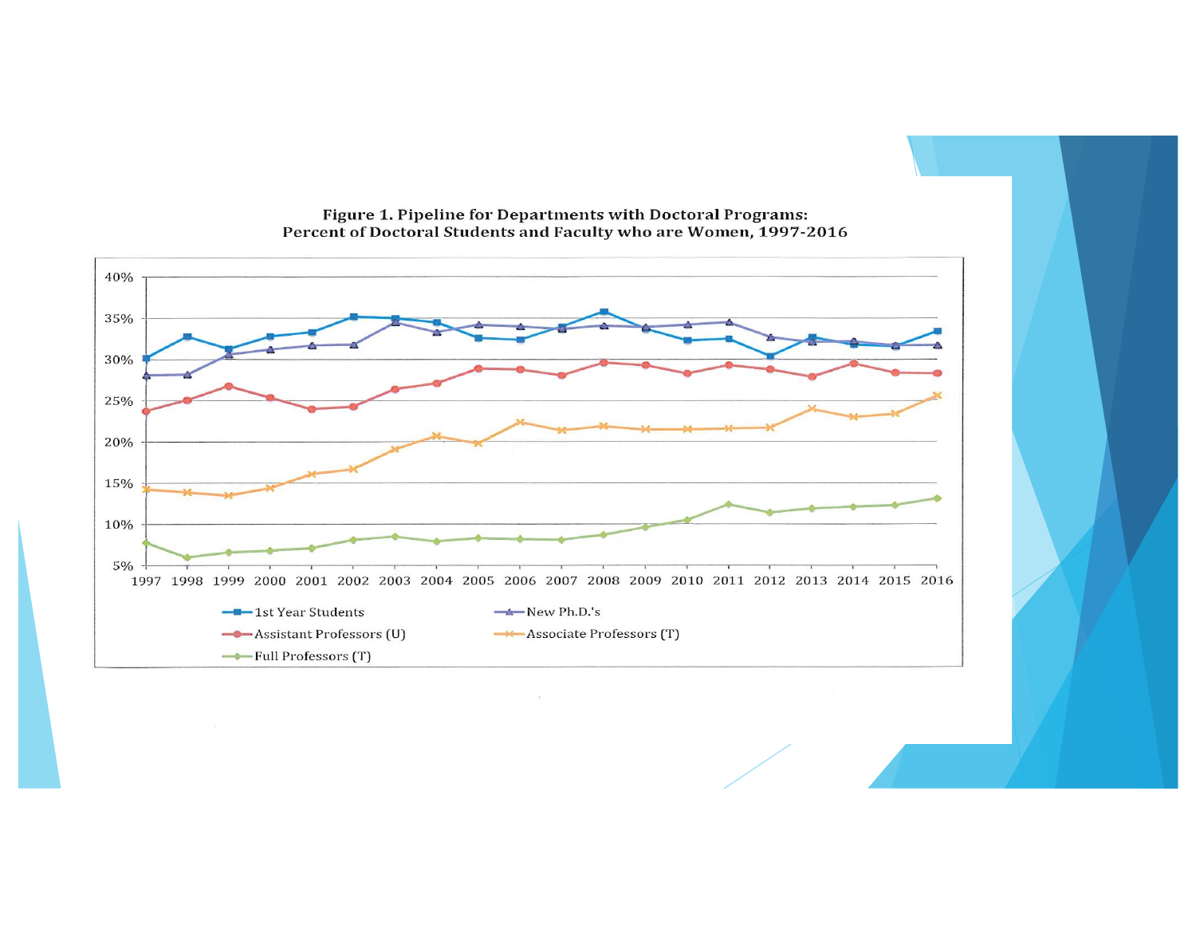**Figure 1. Pipeline for Departments with Doctoral Programs: Percent of Doctoral Students and Faculty who are Women, 1997-2016**

40%
35%
30%
25%
20%
15%
10%
5%

1997 1998 1999 2000 2001 2002 2003 2004 2005 2006 2007 2008 2009 2010 2011 2012 2013 2014 2015 2016

1st Year Students
New Ph.D.'s
Assistant Professors (U)
Associate Professors (T)
Full Professors (T)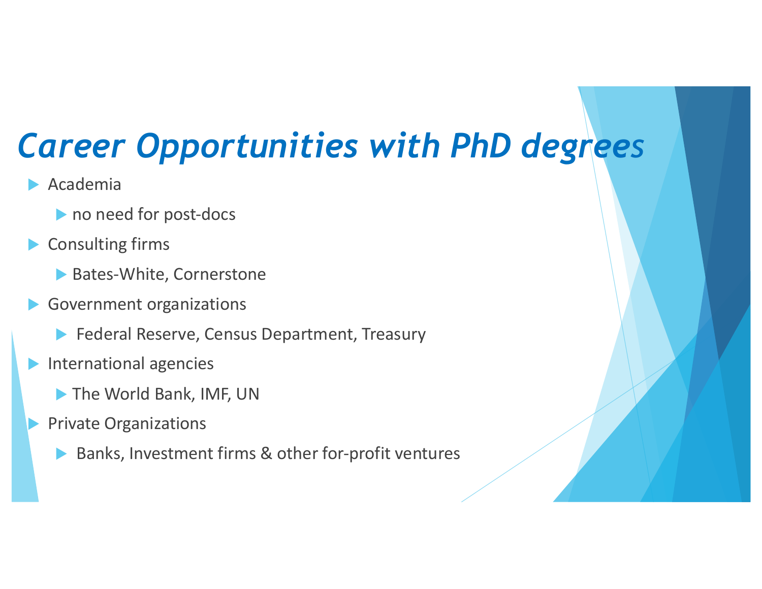# *Career Opportunities with PhD degrees*

- Academia
  - no need for post-docs
- Consulting firms
  - Bates-White, Cornerstone
- Government organizations
  - Federal Reserve, Census Department, Treasury
- International agencies
  - The World Bank, IMF, UN
- Private Organizations
  - Banks, Investment firms & other for-profit ventures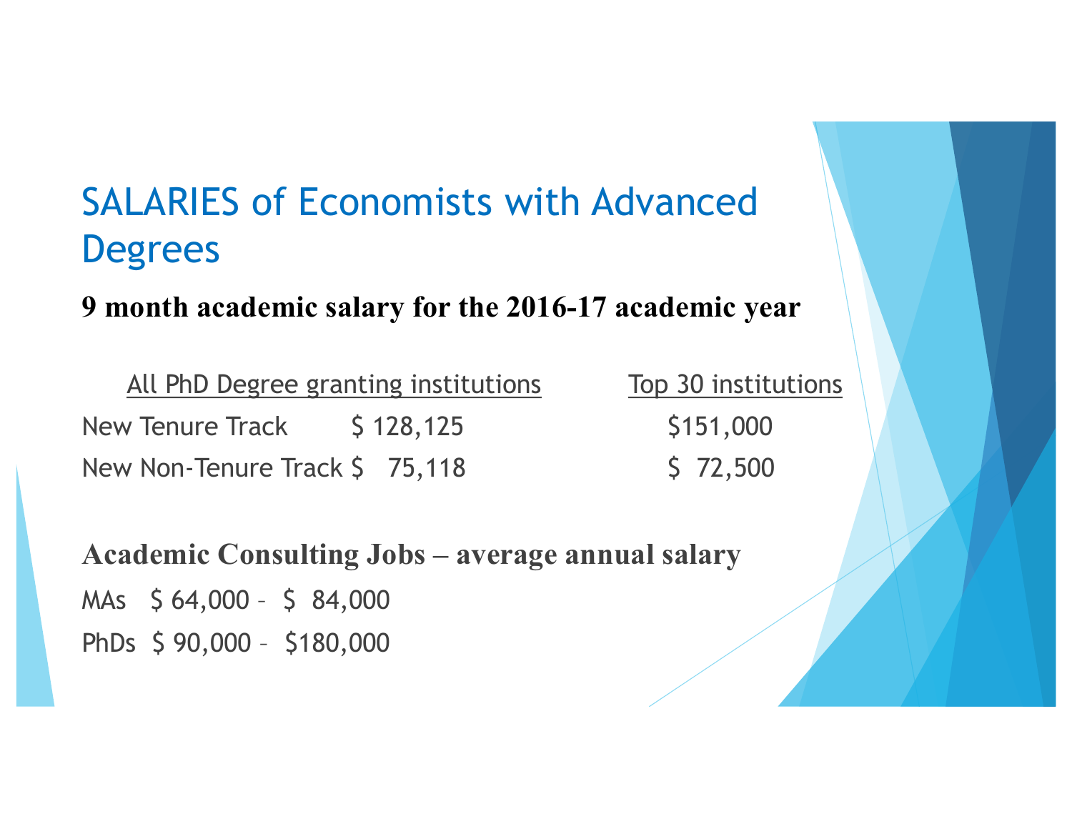# SALARIES of Economists with Advanced Degrees

**9 month academic salary for the 2016-17 academic year**

| | All PhD Degree granting institutions | Top 30 institutions |
|---|---|---|
| New Tenure Track | $ 128,125 | $151,000 |
| New Non-Tenure Track | $ 75,118 | $ 72,500 |

**Academic Consulting Jobs – average annual salary**

MAs $ 64,000 – $ 84,000

PhDs $ 90,000 – $180,000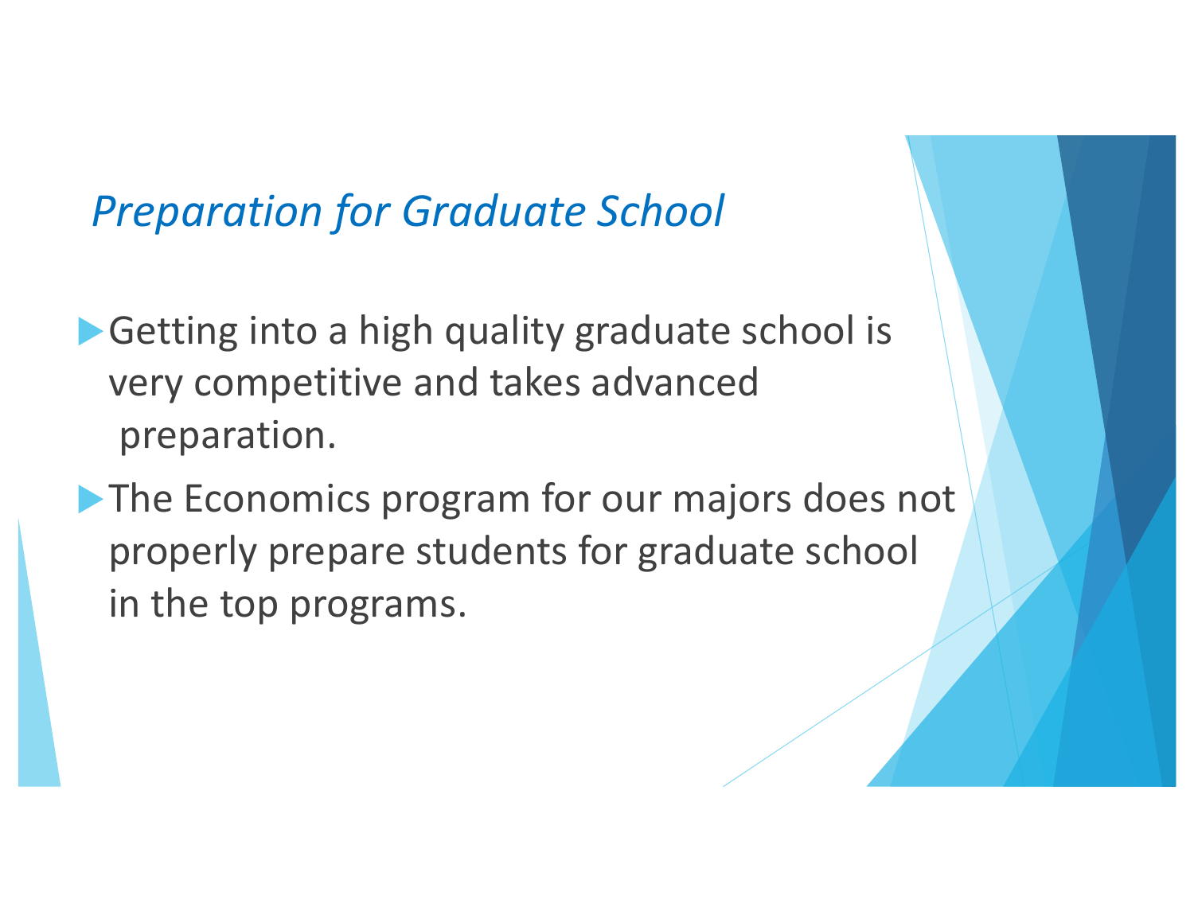## *Preparation for Graduate School*

- Getting into a high quality graduate school is very competitive and takes advanced preparation.
- The Economics program for our majors does not properly prepare students for graduate school in the top programs.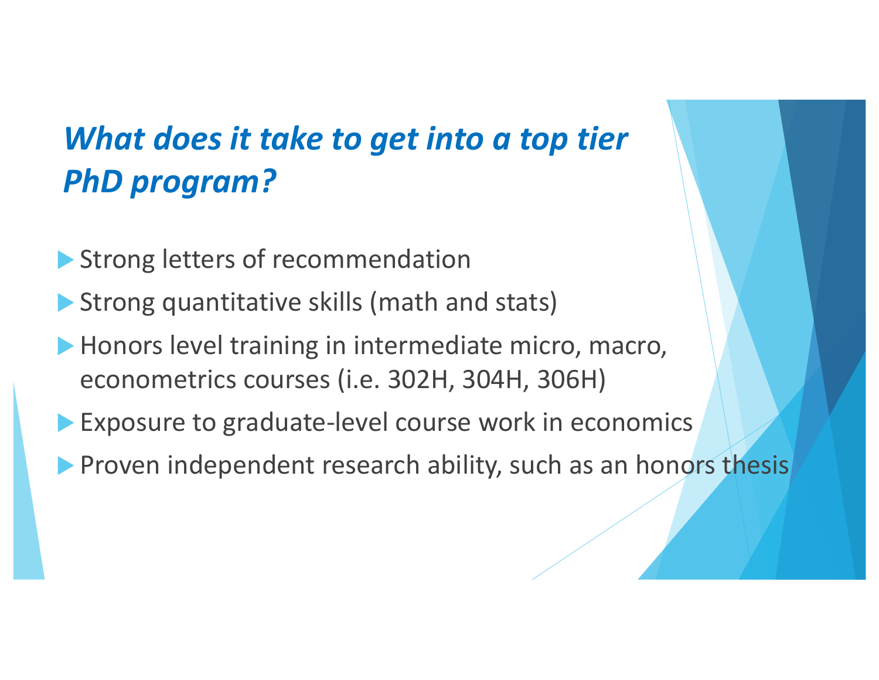## *What does it take to get into a top tier PhD program?*

- Strong letters of recommendation
- Strong quantitative skills (math and stats)
- Honors level training in intermediate micro, macro, econometrics courses (i.e. 302H, 304H, 306H)
- Exposure to graduate-level course work in economics
- Proven independent research ability, such as an honors thesis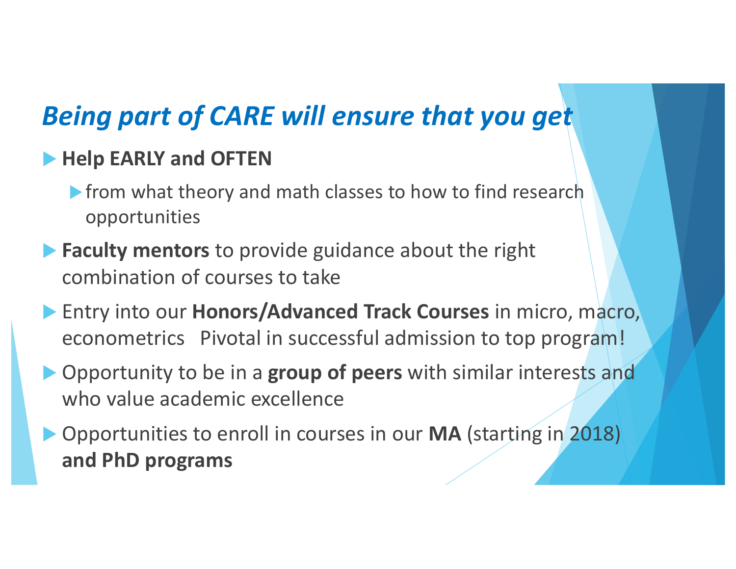## *Being part of CARE will ensure that you get*

- **Help EARLY and OFTEN**
  - from what theory and math classes to how to find research opportunities
- **Faculty mentors** to provide guidance about the right combination of courses to take
- Entry into our **Honors/Advanced Track Courses** in micro, macro, econometrics   Pivotal in successful admission to top program!
- Opportunity to be in a **group of peers** with similar interests and who value academic excellence
- Opportunities to enroll in courses in our **MA** (starting in 2018) **and PhD programs**